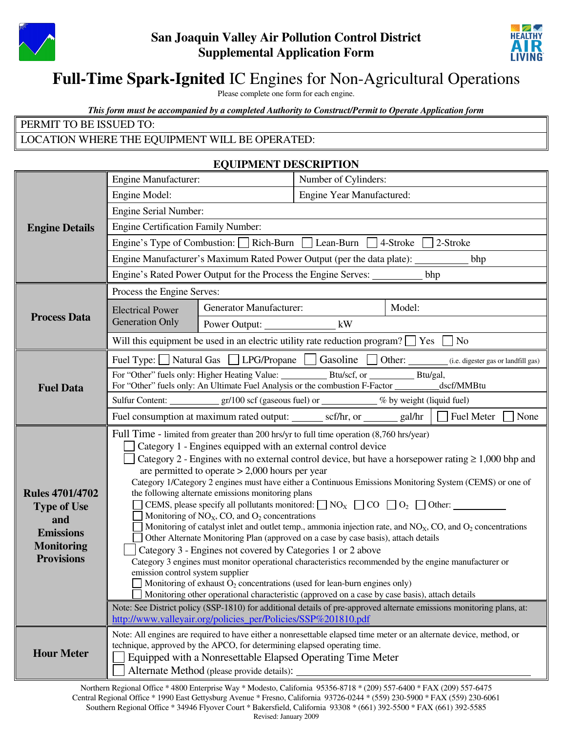# San Joaquin Valley Air Pollution Control District
## Supplemental Application Form

# **Full-Time Spark-Ignited** IC Engines for Non-Agricultural Operations

Please complete one form for each engine.

***This form must be accompanied by a completed Authority to Construct/Permit to Operate Application form***

| PERMIT TO BE ISSUED TO: |
|---|
| LOCATION WHERE THE EQUIPMENT WILL BE OPERATED: |

### EQUIPMENT DESCRIPTION

| | | | |
|---|---|---|---|
| **Engine Details** | Engine Manufacturer: | | Number of Cylinders: |
| | Engine Model: | | Engine Year Manufactured: |
| | Engine Serial Number: | | |
| | Engine Certification Family Number: | | |
| | Engine's Type of Combustion: ☐ Rich-Burn ☐ Lean-Burn ☐ 4-Stroke ☐ 2-Stroke | | |
| | Engine Manufacturer's Maximum Rated Power Output (per the data plate): __________ bhp | | |
| | Engine's Rated Power Output for the Process the Engine Serves: __________ bhp | | |
| **Process Data** | Process the Engine Serves: | | |
| | Electrical Power Generation Only | Generator Manufacturer: | Model: |
| | | Power Output: ______________ kW | |
| | Will this equipment be used in an electric utility rate reduction program? ☐ Yes ☐ No | | |
| **Fuel Data** | Fuel Type: ☐ Natural Gas ☐ LPG/Propane ☐ Gasoline ☐ Other: ________ (i.e. digester gas or landfill gas) | | |
| | For "Other" fuels only: Higher Heating Value: __________ Btu/scf, or __________ Btu/gal,<br>For "Other" fuels only: An Ultimate Fuel Analysis or the combustion F-Factor _________dscf/MMBtu | | |
| | Sulfur Content: __________ gr/100 scf (gaseous fuel) or ___________ % by weight (liquid fuel) | | |
| | Fuel consumption at maximum rated output: ______ scf/hr, or _______ gal/hr | ☐ Fuel Meter ☐ None | |

| | |
|---|---|
| **Rules 4701/4702 Type of Use and Emissions Monitoring Provisions** | Full Time - limited from greater than 200 hrs/yr to full time operation (8,760 hrs/year)<br>☐ Category 1 - Engines equipped with an external control device<br>☐ Category 2 - Engines with no external control device, but have a horsepower rating ≥ 1,000 bhp and are permitted to operate > 2,000 hours per year<br>Category 1/Category 2 engines must have either a Continuous Emissions Monitoring System (CEMS) or one of the following alternate emissions monitoring plans<br>☐ CEMS, please specify all pollutants monitored: ☐ $NO_X$ ☐ CO ☐ $O_2$ ☐ Other: __________<br>☐ Monitoring of $NO_X$, CO, and $O_2$ concentrations<br>☐ Monitoring of catalyst inlet and outlet temp., ammonia injection rate, and $NO_X$, CO, and $O_2$ concentrations<br>☐ Other Alternate Monitoring Plan (approved on a case by case basis), attach details<br>☐ Category 3 - Engines not covered by Categories 1 or 2 above<br>Category 3 engines must monitor operational characteristics recommended by the engine manufacturer or emission control system supplier<br>☐ Monitoring of exhaust $O_2$ concentrations (used for lean-burn engines only)<br>☐ Monitoring other operational characteristic (approved on a case by case basis), attach details |
| | Note: See District policy (SSP-1810) for additional details of pre-approved alternate emissions monitoring plans, at: http://www.valleyair.org/policies_per/Policies/SSP%201810.pdf |
| **Hour Meter** | Note: All engines are required to have either a nonresettable elapsed time meter or an alternate device, method, or technique, approved by the APCO, for determining elapsed operating time.<br>☐ Equipped with a Nonresettable Elapsed Operating Time Meter<br>☐ Alternate Method (please provide details): ______________________________ |

Northern Regional Office * 4800 Enterprise Way * Modesto, California 95356-8718 * (209) 557-6400 * FAX (209) 557-6475
Central Regional Office * 1990 East Gettysburg Avenue * Fresno, California 93726-0244 * (559) 230-5900 * FAX (559) 230-6061
Southern Regional Office * 34946 Flyover Court * Bakersfield, California 93308 * (661) 392-5500 * FAX (661) 392-5585
Revised: January 2009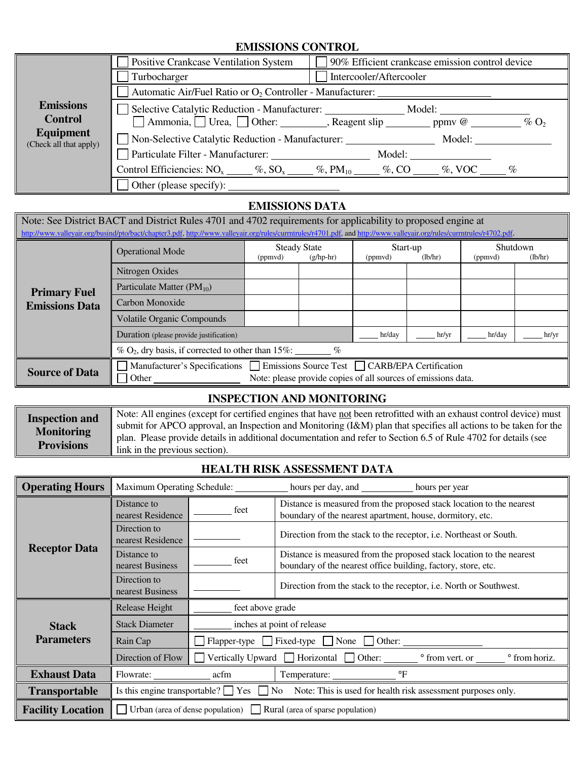## EMISSIONS CONTROL

| | |
|---|---|
| **Emissions Control Equipment** (Check all that apply) | ☐ Positive Crankcase Ventilation System ☐ 90% Efficient crankcase emission control device |
| | ☐ Turbocharger ☐ Intercooler/Aftercooler |
| | ☐ Automatic Air/Fuel Ratio or $O_2$ Controller - Manufacturer: ____________________ |
| | ☐ Selective Catalytic Reduction - Manufacturer: ______________ Model: ________________<br>☐ Ammonia, ☐ Urea, ☐ Other: ________, Reagent slip ________ ppmv @ _________ % $O_2$ |
| | ☐ Non-Selective Catalytic Reduction - Manufacturer: ________________ Model: ______________ |
| | ☐ Particulate Filter - Manufacturer: __________________ Model: ______________ |
| | Control Efficiencies: $NO_x$ _____ %, $SO_x$ _____ %, $PM_{10}$ _____ %, CO _____ %, VOC _____ % |
| | ☐ Other (please specify): ____________________ |

## EMISSIONS DATA

Note: See District BACT and District Rules 4701 and 4702 requirements for applicability to proposed engine at http://www.valleyair.org/busind/pto/bact/chapter3.pdf, http://www.valleyair.org/rules/currntrules/r4701.pdf, and http://www.valleyair.org/rules/currntrules/r4702.pdf.

| | Operational Mode | Steady State (ppmvd) | Steady State (g/hp-hr) | Start-up (ppmvd) | Start-up (lb/hr) | Shutdown (ppmvd) | Shutdown (lb/hr) |
|---|---|---|---|---|---|---|---|
| **Primary Fuel Emissions Data** | Nitrogen Oxides | | | | | | |
| | Particulate Matter ($PM_{10}$) | | | | | | |
| | Carbon Monoxide | | | | | | |
| | Volatile Organic Compounds | | | | | | |
| | Duration (please provide justification) | | | ____ hr/day | ____ hr/yr | ____ hr/day | ____ hr/yr |
| | % $O_2$, dry basis, if corrected to other than 15%: _______ % | | | | | | |
| **Source of Data** | ☐ Manufacturer's Specifications ☐ Emissions Source Test ☐ CARB/EPA Certification<br>☐ Other ________________ Note: please provide copies of all sources of emissions data. | | | | | | |

## INSPECTION AND MONITORING

| | |
|---|---|
| **Inspection and Monitoring Provisions** | Note: All engines (except for certified engines that have not been retrofitted with an exhaust control device) must submit for APCO approval, an Inspection and Monitoring (I&M) plan that specifies all actions to be taken for the plan. Please provide details in additional documentation and refer to Section 6.5 of Rule 4702 for details (see link in the previous section). |

## HEALTH RISK ASSESSMENT DATA

| | | | |
|---|---|---|---|
| **Operating Hours** | Maximum Operating Schedule: __________ hours per day, and __________ hours per year | | |
| **Receptor Data** | Distance to nearest Residence | ________ feet | Distance is measured from the proposed stack location to the nearest boundary of the nearest apartment, house, dormitory, etc. |
| | Direction to nearest Residence | ________ | Direction from the stack to the receptor, i.e. Northeast or South. |
| | Distance to nearest Business | ________ feet | Distance is measured from the proposed stack location to the nearest boundary of the nearest office building, factory, store, etc. |
| | Direction to nearest Business | ________ | Direction from the stack to the receptor, i.e. North or Southwest. |
| **Stack Parameters** | Release Height | ________ feet above grade | |
| | Stack Diameter | ________ inches at point of release | |
| | Rain Cap | ☐ Flapper-type ☐ Fixed-type ☐ None ☐ Other: ____________ | |
| | Direction of Flow | ☐ Vertically Upward ☐ Horizontal ☐ Other: ______ ° from vert. or ______ ° from horiz. | |
| **Exhaust Data** | Flowrate: ____________ acfm | Temperature: ____________ °F | |
| **Transportable** | Is this engine transportable? ☐ Yes ☐ No Note: This is used for health risk assessment purposes only. | | |
| **Facility Location** | ☐ Urban (area of dense population) ☐ Rural (area of sparse population) | | |